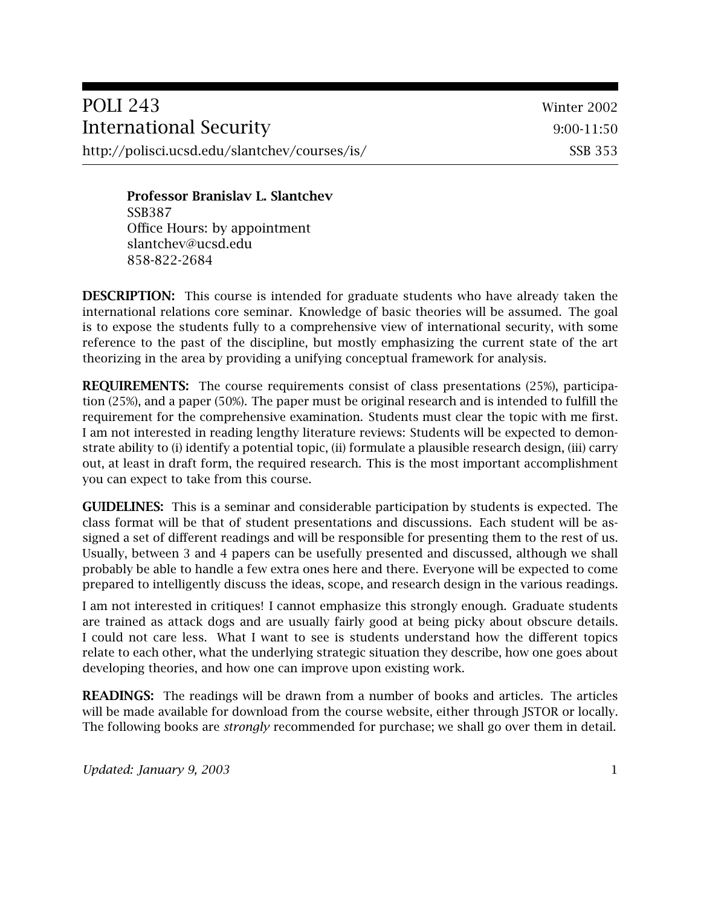# POLI 243 — International Security

Winter 2002
9:00-11:50
SSB 353

http://polisci.ucsd.edu/slantchev/courses/is/

**Professor Branislav L. Slantchev**
SSB387
Office Hours: by appointment
slantchev@ucsd.edu
858-822-2684

**DESCRIPTION:** This course is intended for graduate students who have already taken the international relations core seminar. Knowledge of basic theories will be assumed. The goal is to expose the students fully to a comprehensive view of international security, with some reference to the past of the discipline, but mostly emphasizing the current state of the art theorizing in the area by providing a unifying conceptual framework for analysis.

**REQUIREMENTS:** The course requirements consist of class presentations (25%), participation (25%), and a paper (50%). The paper must be original research and is intended to fulfill the requirement for the comprehensive examination. Students must clear the topic with me first. I am not interested in reading lengthy literature reviews: Students will be expected to demonstrate ability to (i) identify a potential topic, (ii) formulate a plausible research design, (iii) carry out, at least in draft form, the required research. This is the most important accomplishment you can expect to take from this course.

**GUIDELINES:** This is a seminar and considerable participation by students is expected. The class format will be that of student presentations and discussions. Each student will be assigned a set of different readings and will be responsible for presenting them to the rest of us. Usually, between 3 and 4 papers can be usefully presented and discussed, although we shall probably be able to handle a few extra ones here and there. Everyone will be expected to come prepared to intelligently discuss the ideas, scope, and research design in the various readings.

I am not interested in critiques! I cannot emphasize this strongly enough. Graduate students are trained as attack dogs and are usually fairly good at being picky about obscure details. I could not care less. What I want to see is students understand how the different topics relate to each other, what the underlying strategic situation they describe, how one goes about developing theories, and how one can improve upon existing work.

**READINGS:** The readings will be drawn from a number of books and articles. The articles will be made available for download from the course website, either through JSTOR or locally. The following books are *strongly* recommended for purchase; we shall go over them in detail.

*Updated: January 9, 2003*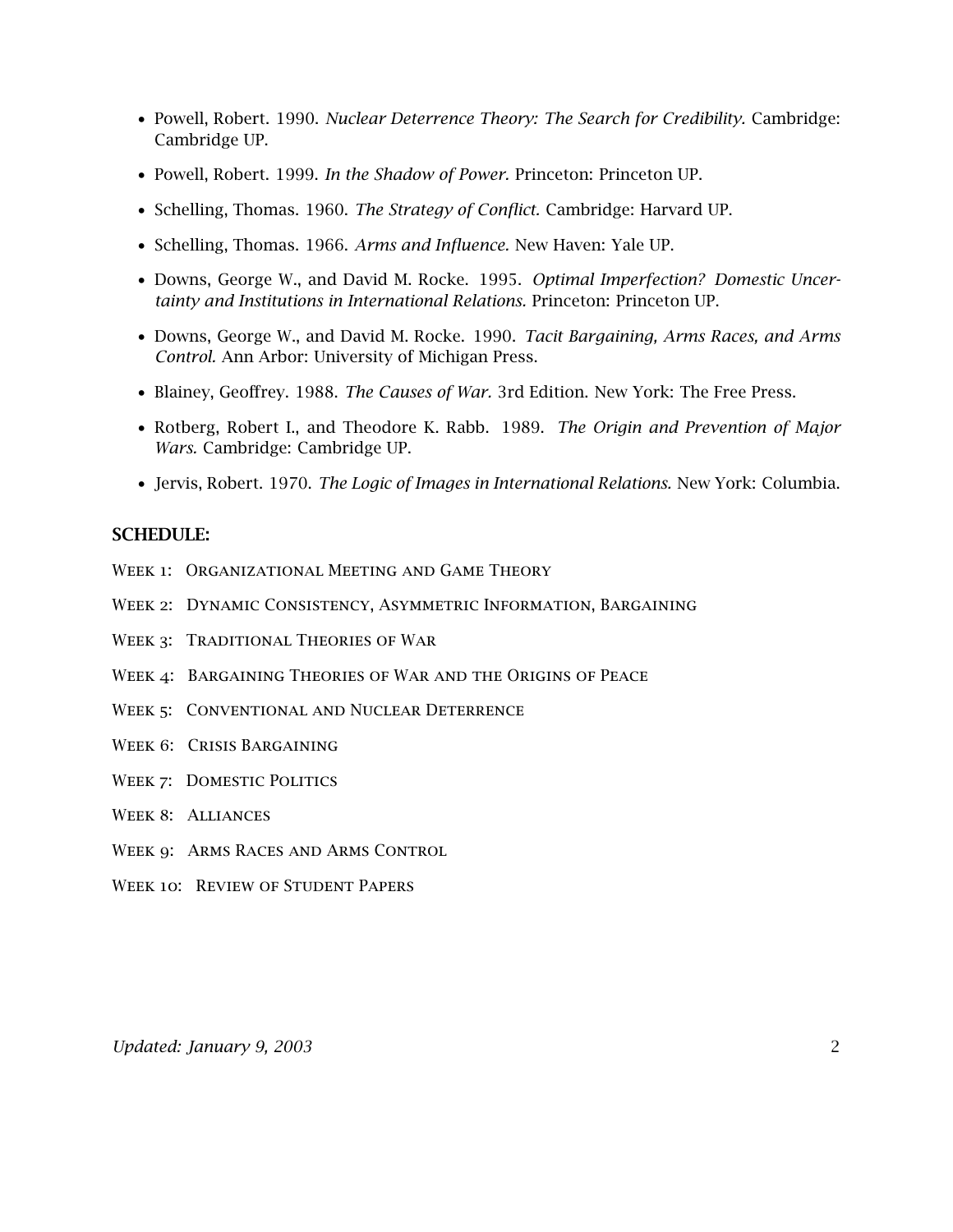- Powell, Robert. 1990. *Nuclear Deterrence Theory: The Search for Credibility.* Cambridge: Cambridge UP.
- Powell, Robert. 1999. *In the Shadow of Power.* Princeton: Princeton UP.
- Schelling, Thomas. 1960. *The Strategy of Conflict.* Cambridge: Harvard UP.
- Schelling, Thomas. 1966. *Arms and Influence.* New Haven: Yale UP.
- Downs, George W., and David M. Rocke. 1995. *Optimal Imperfection? Domestic Uncertainty and Institutions in International Relations.* Princeton: Princeton UP.
- Downs, George W., and David M. Rocke. 1990. *Tacit Bargaining, Arms Races, and Arms Control.* Ann Arbor: University of Michigan Press.
- Blainey, Geoffrey. 1988. *The Causes of War.* 3rd Edition. New York: The Free Press.
- Rotberg, Robert I., and Theodore K. Rabb. 1989. *The Origin and Prevention of Major Wars.* Cambridge: Cambridge UP.
- Jervis, Robert. 1970. *The Logic of Images in International Relations.* New York: Columbia.

## SCHEDULE:

Week 1: Organizational Meeting and Game Theory

Week 2: Dynamic Consistency, Asymmetric Information, Bargaining

Week 3: Traditional Theories of War

Week 4: Bargaining Theories of War and the Origins of Peace

Week 5: Conventional and Nuclear Deterrence

Week 6: Crisis Bargaining

Week 7: Domestic Politics

Week 8: Alliances

Week 9: Arms Races and Arms Control

Week 10: Review of Student Papers

*Updated: January 9, 2003*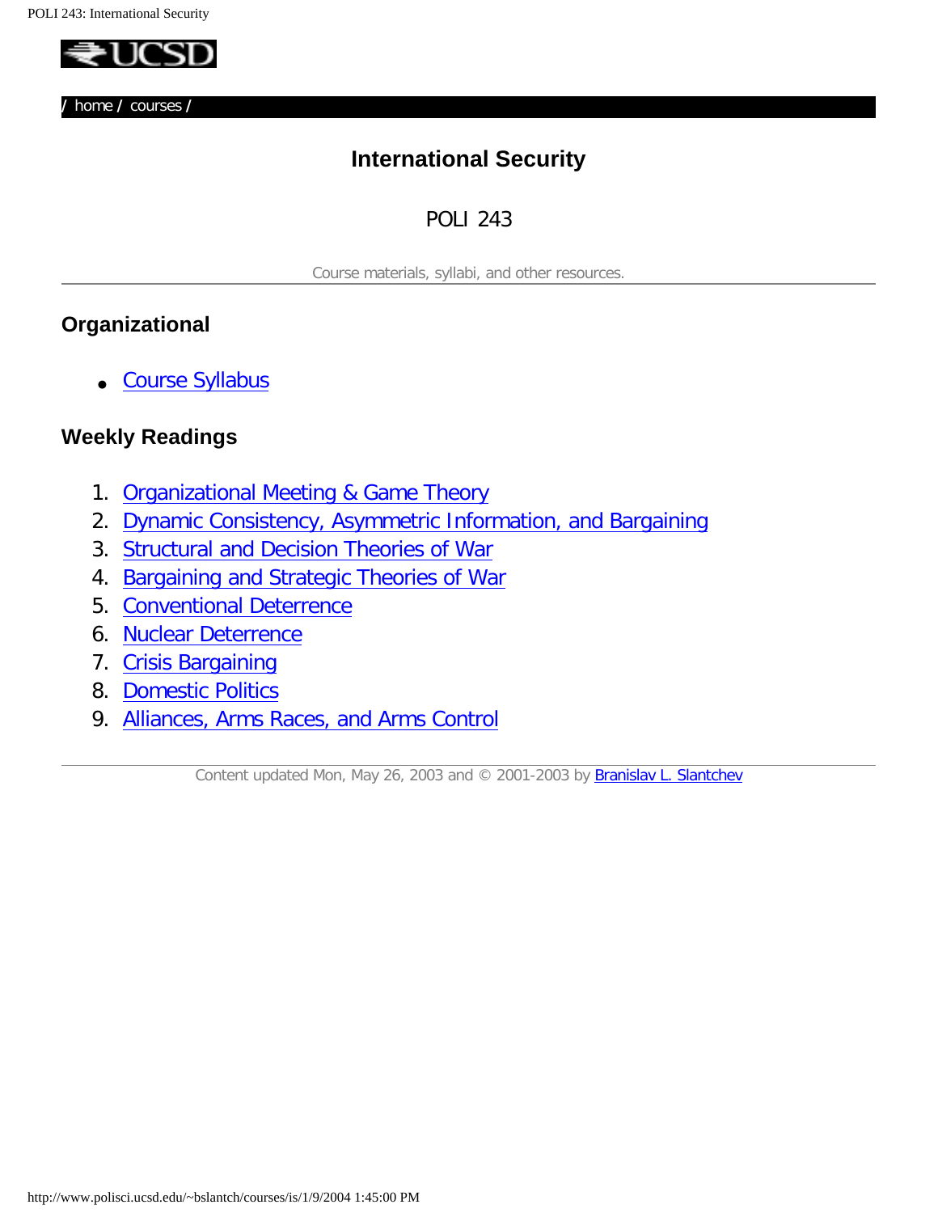/ home / courses /

# International Security

## POLI 243

Course materials, syllabi, and other resources.

---

### Organizational

- Course Syllabus

### Weekly Readings

1. Organizational Meeting & Game Theory
2. Dynamic Consistency, Asymmetric Information, and Bargaining
3. Structural and Decision Theories of War
4. Bargaining and Strategic Theories of War
5. Conventional Deterrence
6. Nuclear Deterrence
7. Crisis Bargaining
8. Domestic Politics
9. Alliances, Arms Races, and Arms Control

---

Content updated Mon, May 26, 2003 and © 2001-2003 by Branislav L. Slantchev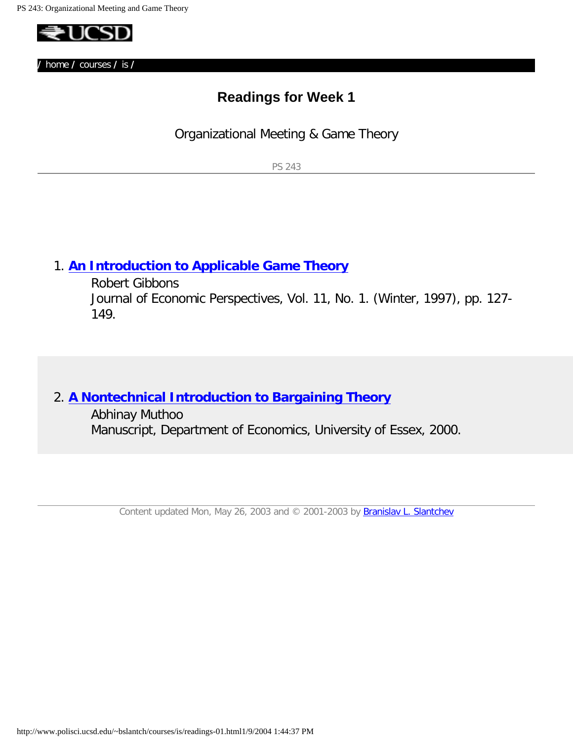/ home / courses / is /

# Readings for Week 1

Organizational Meeting & Game Theory

PS 243

1. **An Introduction to Applicable Game Theory**
   Robert Gibbons
   Journal of Economic Perspectives, Vol. 11, No. 1. (Winter, 1997), pp. 127-149.

2. **A Nontechnical Introduction to Bargaining Theory**
   Abhinay Muthoo
   Manuscript, Department of Economics, University of Essex, 2000.

Content updated Mon, May 26, 2003 and © 2001-2003 by Branislav L. Slantchev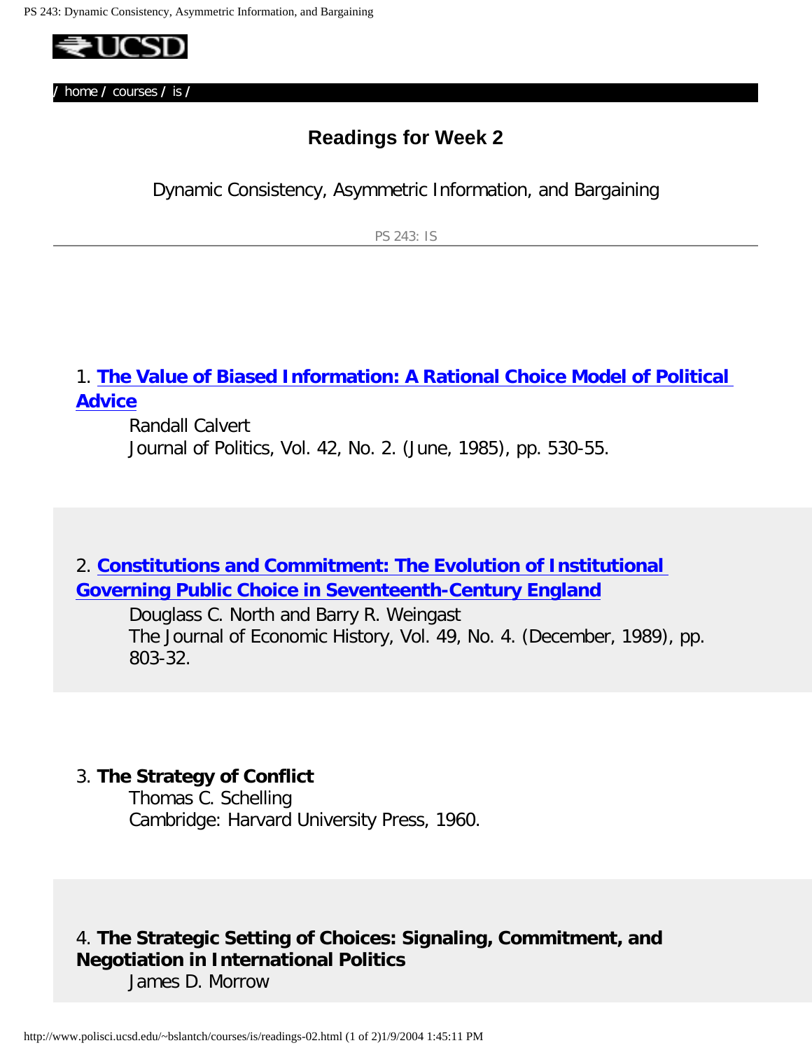/ home / courses / is /

## Readings for Week 2

Dynamic Consistency, Asymmetric Information, and Bargaining

PS 243: IS

---

1. **The Value of Biased Information: A Rational Choice Model of Political Advice**
   Randall Calvert
   Journal of Politics, Vol. 42, No. 2. (June, 1985), pp. 530-55.

2. **Constitutions and Commitment: The Evolution of Institutional Governing Public Choice in Seventeenth-Century England**
   Douglass C. North and Barry R. Weingast
   The Journal of Economic History, Vol. 49, No. 4. (December, 1989), pp. 803-32.

3. **The Strategy of Conflict**
   Thomas C. Schelling
   Cambridge: Harvard University Press, 1960.

4. **The Strategic Setting of Choices: Signaling, Commitment, and Negotiation in International Politics**
   James D. Morrow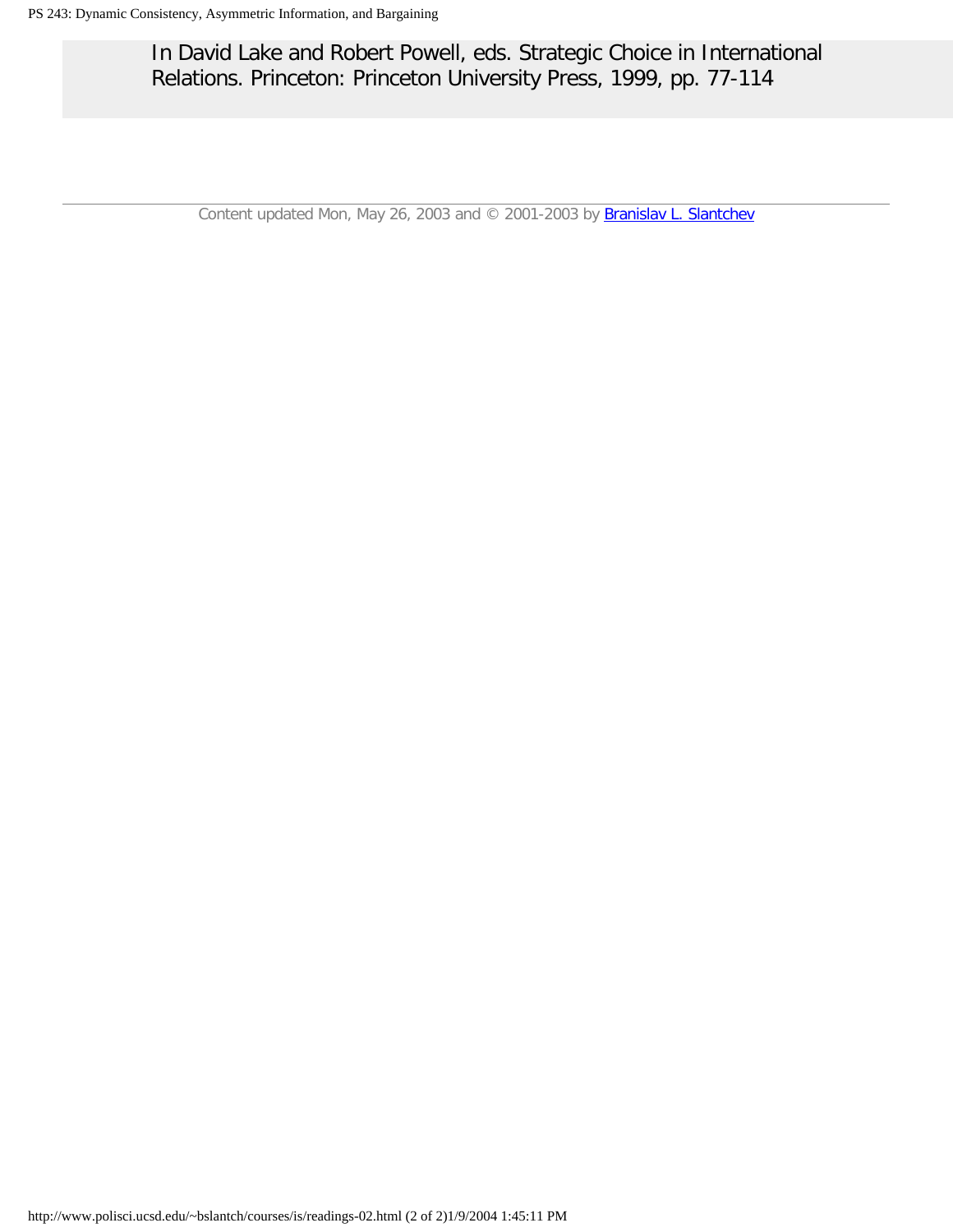In David Lake and Robert Powell, eds. Strategic Choice in International Relations. Princeton: Princeton University Press, 1999, pp. 77-114

---

Content updated Mon, May 26, 2003 and © 2001-2003 by Branislav L. Slantchev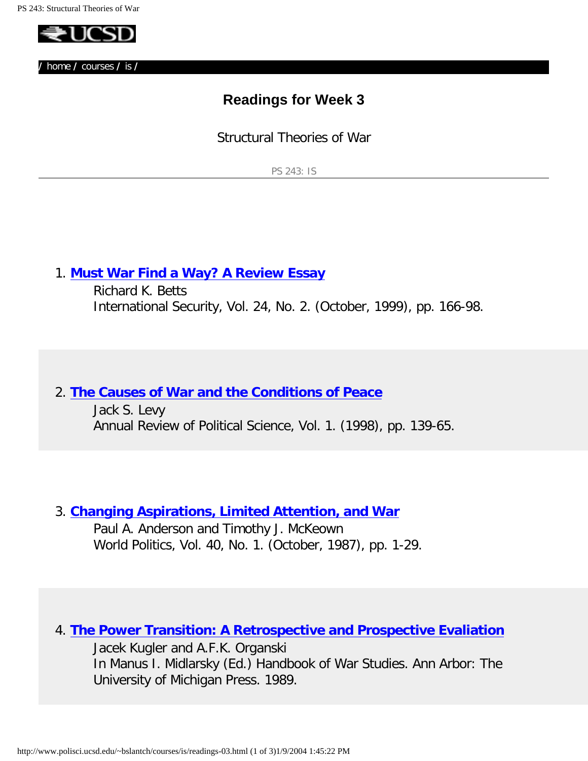/ home / courses / is /

# Readings for Week 3

Structural Theories of War

PS 243: IS

1. **Must War Find a Way? A Review Essay**
   Richard K. Betts
   International Security, Vol. 24, No. 2. (October, 1999), pp. 166-98.

2. **The Causes of War and the Conditions of Peace**
   Jack S. Levy
   Annual Review of Political Science, Vol. 1. (1998), pp. 139-65.

3. **Changing Aspirations, Limited Attention, and War**
   Paul A. Anderson and Timothy J. McKeown
   World Politics, Vol. 40, No. 1. (October, 1987), pp. 1-29.

4. **The Power Transition: A Retrospective and Prospective Evaliation**
   Jacek Kugler and A.F.K. Organski
   In Manus I. Midlarsky (Ed.) Handbook of War Studies. Ann Arbor: The University of Michigan Press. 1989.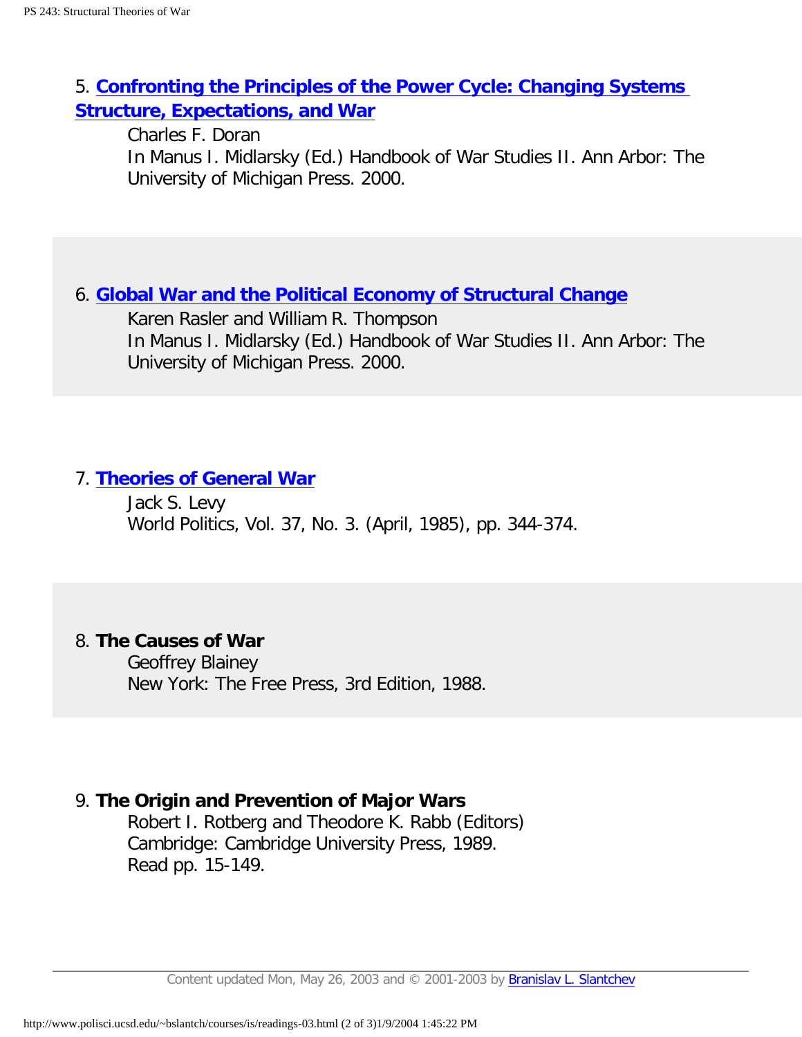5. **Confronting the Principles of the Power Cycle: Changing Systems Structure, Expectations, and War**

   Charles F. Doran
   In Manus I. Midlarsky (Ed.) Handbook of War Studies II. Ann Arbor: The University of Michigan Press. 2000.

6. **Global War and the Political Economy of Structural Change**

   Karen Rasler and William R. Thompson
   In Manus I. Midlarsky (Ed.) Handbook of War Studies II. Ann Arbor: The University of Michigan Press. 2000.

7. **Theories of General War**

   Jack S. Levy
   World Politics, Vol. 37, No. 3. (April, 1985), pp. 344-374.

8. **The Causes of War**

   Geoffrey Blainey
   New York: The Free Press, 3rd Edition, 1988.

9. **The Origin and Prevention of Major Wars**

   Robert I. Rotberg and Theodore K. Rabb (Editors)
   Cambridge: Cambridge University Press, 1989.
   Read pp. 15-149.

---

Content updated Mon, May 26, 2003 and © 2001-2003 by Branislav L. Slantchev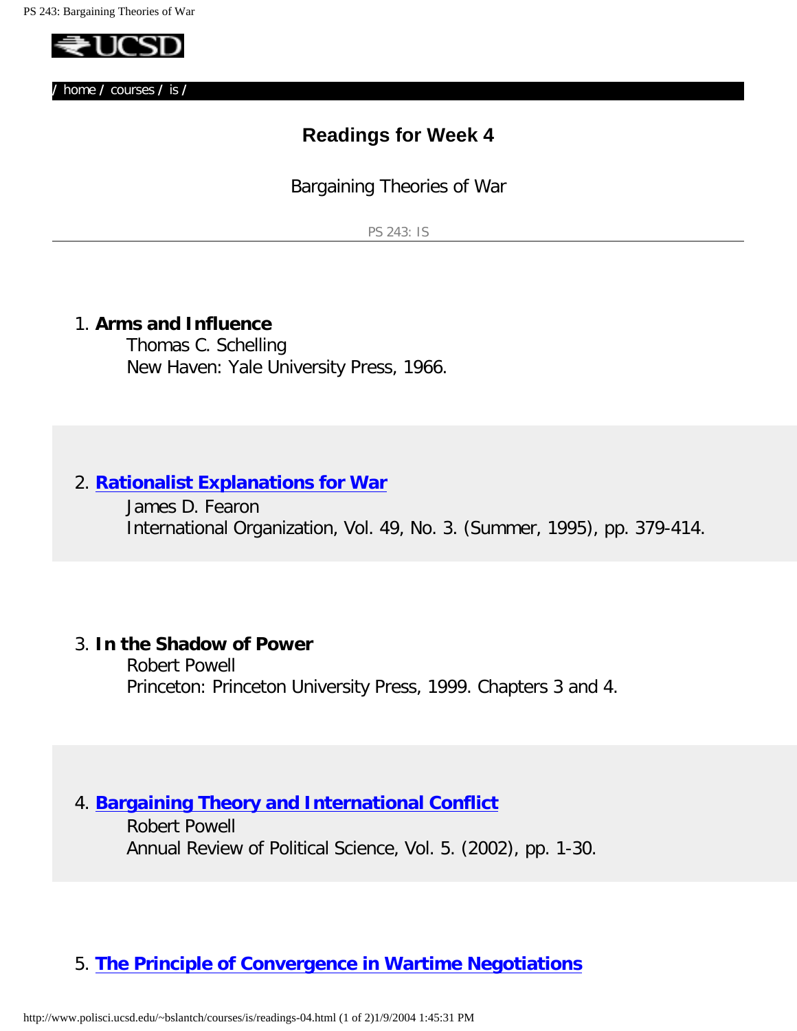/ home / courses / is /

## Readings for Week 4

Bargaining Theories of War

PS 243: IS

1. **Arms and Influence**
   Thomas C. Schelling
   New Haven: Yale University Press, 1966.

2. **Rationalist Explanations for War**
   James D. Fearon
   International Organization, Vol. 49, No. 3. (Summer, 1995), pp. 379-414.

3. **In the Shadow of Power**
   Robert Powell
   Princeton: Princeton University Press, 1999. Chapters 3 and 4.

4. **Bargaining Theory and International Conflict**
   Robert Powell
   Annual Review of Political Science, Vol. 5. (2002), pp. 1-30.

5. **The Principle of Convergence in Wartime Negotiations**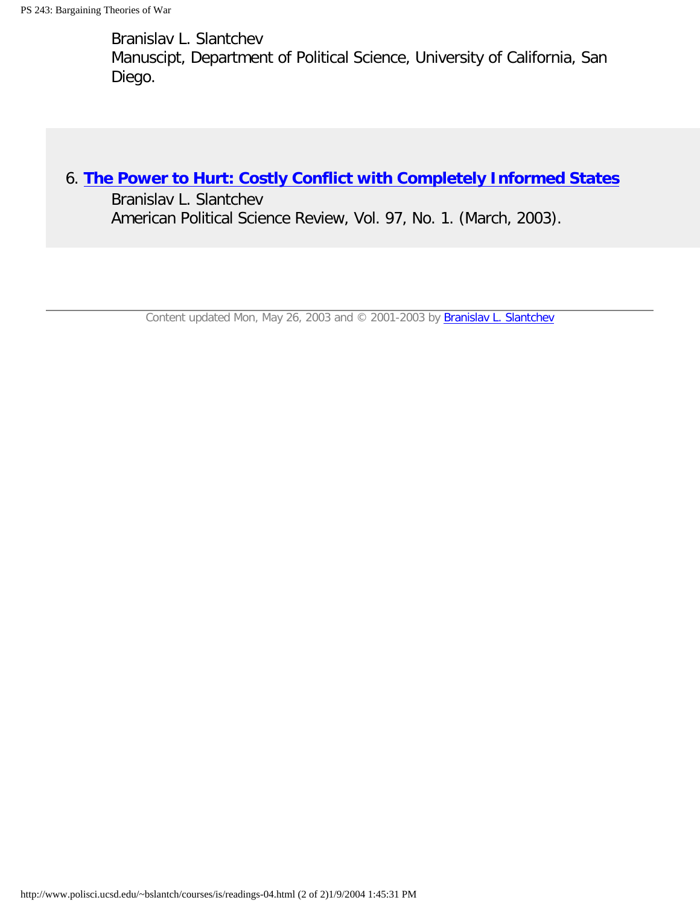Branislav L. Slantchev
Manuscipt, Department of Political Science, University of California, San Diego.

6. **The Power to Hurt: Costly Conflict with Completely Informed States**
   Branislav L. Slantchev
   American Political Science Review, Vol. 97, No. 1. (March, 2003).

---

Content updated Mon, May 26, 2003 and © 2001-2003 by Branislav L. Slantchev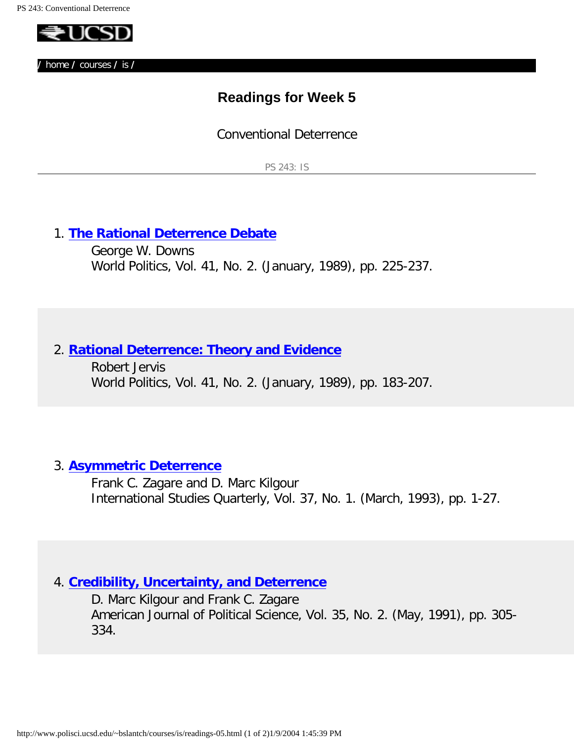/ home / courses / is /

## Readings for Week 5

Conventional Deterrence

PS 243: IS

---

1. **The Rational Deterrence Debate**
   George W. Downs
   World Politics, Vol. 41, No. 2. (January, 1989), pp. 225-237.

2. **Rational Deterrence: Theory and Evidence**
   Robert Jervis
   World Politics, Vol. 41, No. 2. (January, 1989), pp. 183-207.

3. **Asymmetric Deterrence**
   Frank C. Zagare and D. Marc Kilgour
   International Studies Quarterly, Vol. 37, No. 1. (March, 1993), pp. 1-27.

4. **Credibility, Uncertainty, and Deterrence**
   D. Marc Kilgour and Frank C. Zagare
   American Journal of Political Science, Vol. 35, No. 2. (May, 1991), pp. 305-334.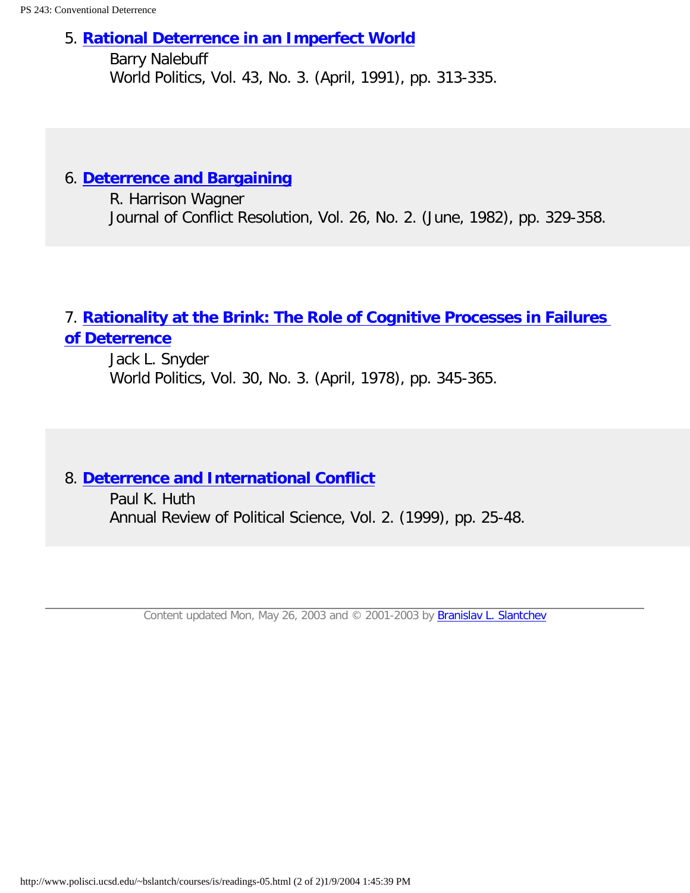5. **Rational Deterrence in an Imperfect World**
   Barry Nalebuff
   World Politics, Vol. 43, No. 3. (April, 1991), pp. 313-335.

6. **Deterrence and Bargaining**
   R. Harrison Wagner
   Journal of Conflict Resolution, Vol. 26, No. 2. (June, 1982), pp. 329-358.

7. **Rationality at the Brink: The Role of Cognitive Processes in Failures of Deterrence**
   Jack L. Snyder
   World Politics, Vol. 30, No. 3. (April, 1978), pp. 345-365.

8. **Deterrence and International Conflict**
   Paul K. Huth
   Annual Review of Political Science, Vol. 2. (1999), pp. 25-48.

---

Content updated Mon, May 26, 2003 and © 2001-2003 by Branislav L. Slantchev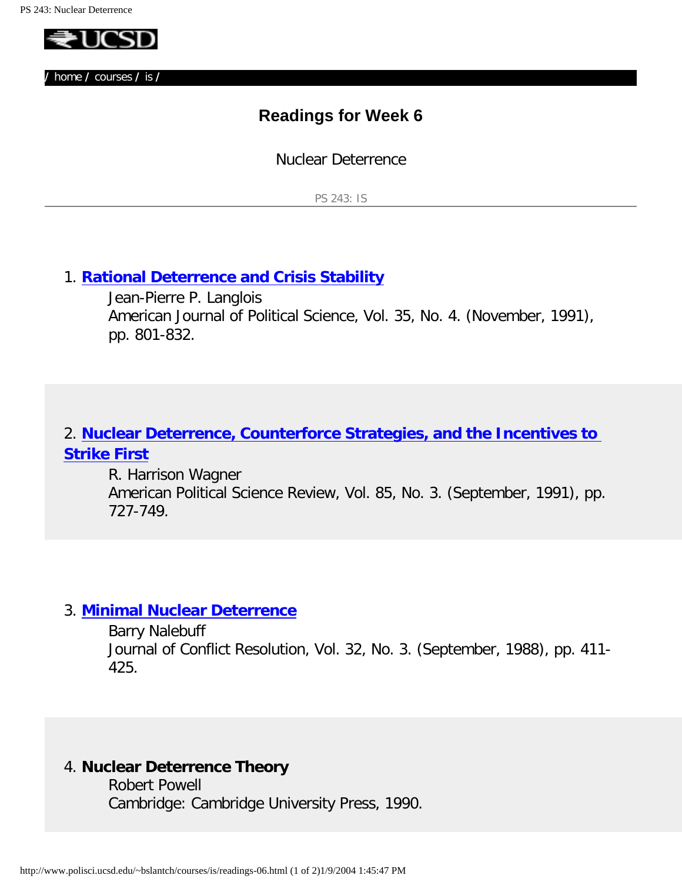/ home / courses / is /

## Readings for Week 6

Nuclear Deterrence

PS 243: IS

---

1. **Rational Deterrence and Crisis Stability**
   Jean-Pierre P. Langlois
   American Journal of Political Science, Vol. 35, No. 4. (November, 1991), pp. 801-832.

2. **Nuclear Deterrence, Counterforce Strategies, and the Incentives to Strike First**
   R. Harrison Wagner
   American Political Science Review, Vol. 85, No. 3. (September, 1991), pp. 727-749.

3. **Minimal Nuclear Deterrence**
   Barry Nalebuff
   Journal of Conflict Resolution, Vol. 32, No. 3. (September, 1988), pp. 411-425.

4. **Nuclear Deterrence Theory**
   Robert Powell
   Cambridge: Cambridge University Press, 1990.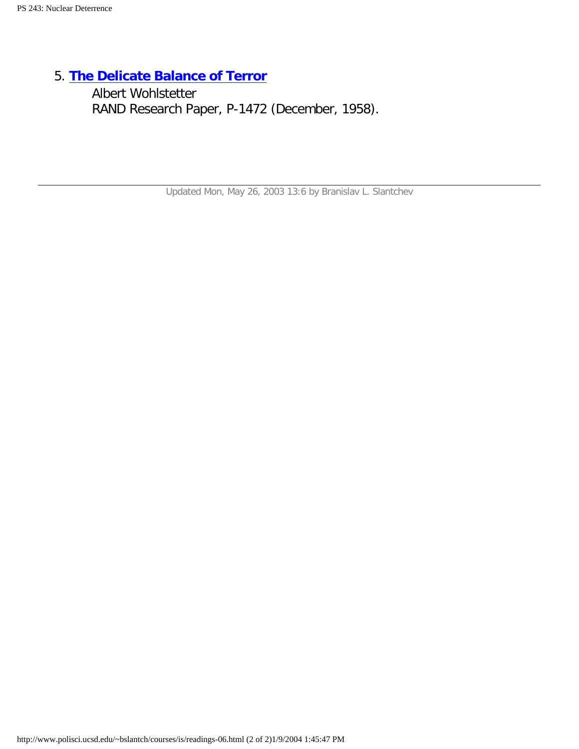5. **The Delicate Balance of Terror**
   Albert Wohlstetter
   RAND Research Paper, P-1472 (December, 1958).

---

Updated Mon, May 26, 2003 13:6 by Branislav L. Slantchev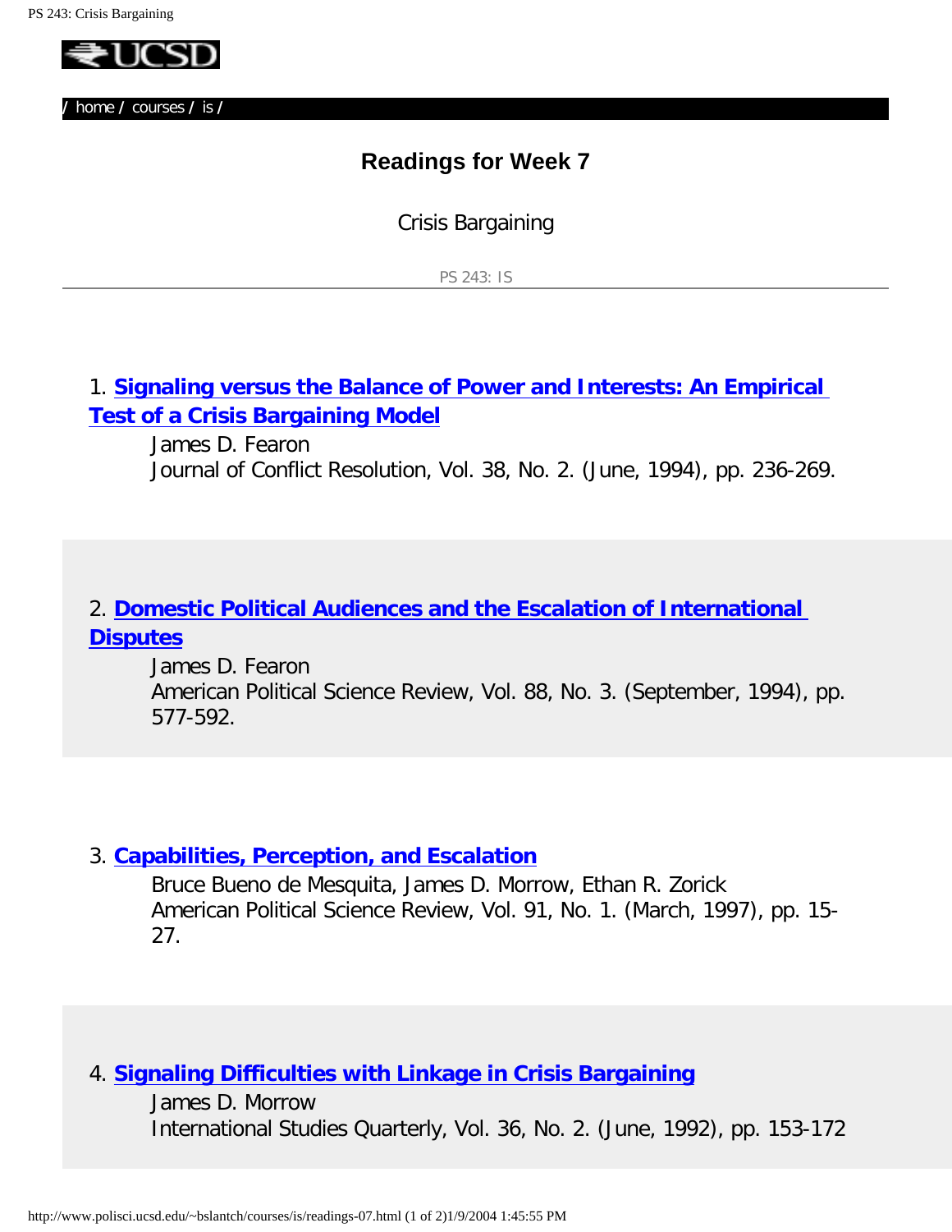/ home / courses / is /

## Readings for Week 7

Crisis Bargaining

PS 243: IS

---

1. **Signaling versus the Balance of Power and Interests: An Empirical Test of a Crisis Bargaining Model**

   James D. Fearon
   Journal of Conflict Resolution, Vol. 38, No. 2. (June, 1994), pp. 236-269.

2. **Domestic Political Audiences and the Escalation of International Disputes**

   James D. Fearon
   American Political Science Review, Vol. 88, No. 3. (September, 1994), pp. 577-592.

3. **Capabilities, Perception, and Escalation**

   Bruce Bueno de Mesquita, James D. Morrow, Ethan R. Zorick
   American Political Science Review, Vol. 91, No. 1. (March, 1997), pp. 15-27.

4. **Signaling Difficulties with Linkage in Crisis Bargaining**

   James D. Morrow
   International Studies Quarterly, Vol. 36, No. 2. (June, 1992), pp. 153-172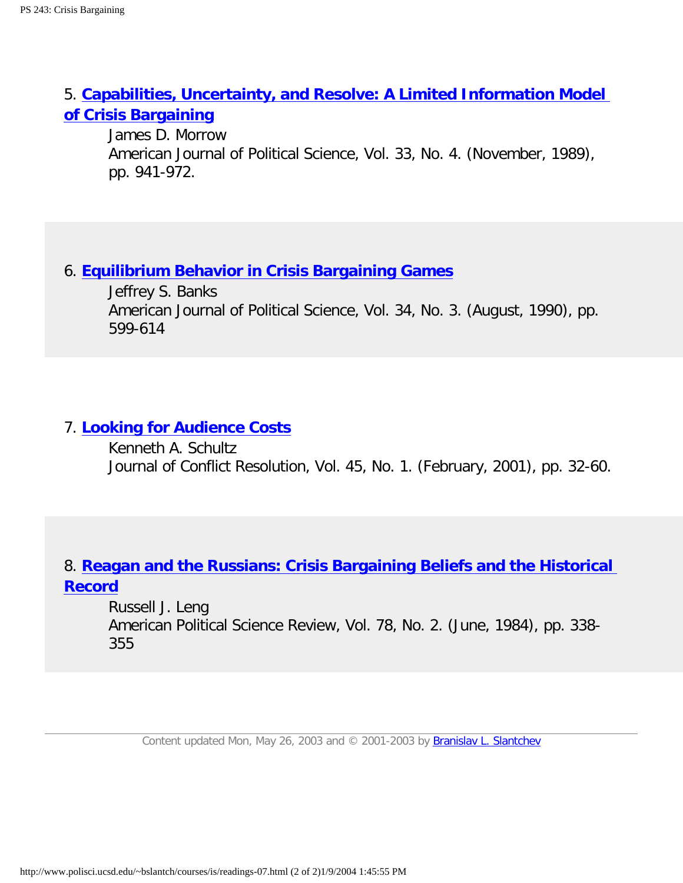5. **Capabilities, Uncertainty, and Resolve: A Limited Information Model of Crisis Bargaining**
   James D. Morrow
   American Journal of Political Science, Vol. 33, No. 4. (November, 1989), pp. 941-972.

6. **Equilibrium Behavior in Crisis Bargaining Games**
   Jeffrey S. Banks
   American Journal of Political Science, Vol. 34, No. 3. (August, 1990), pp. 599-614

7. **Looking for Audience Costs**
   Kenneth A. Schultz
   Journal of Conflict Resolution, Vol. 45, No. 1. (February, 2001), pp. 32-60.

8. **Reagan and the Russians: Crisis Bargaining Beliefs and the Historical Record**
   Russell J. Leng
   American Political Science Review, Vol. 78, No. 2. (June, 1984), pp. 338-355

---

Content updated Mon, May 26, 2003 and © 2001-2003 by Branislav L. Slantchev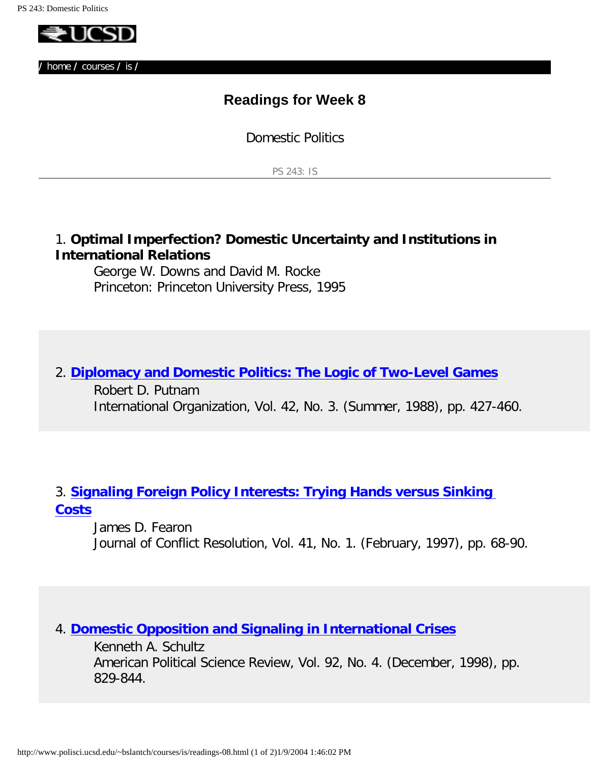/ home / courses / is /

## Readings for Week 8

Domestic Politics

PS 243: IS

---

1. **Optimal Imperfection? Domestic Uncertainty and Institutions in International Relations**
   George W. Downs and David M. Rocke
   Princeton: Princeton University Press, 1995

2. **Diplomacy and Domestic Politics: The Logic of Two-Level Games**
   Robert D. Putnam
   International Organization, Vol. 42, No. 3. (Summer, 1988), pp. 427-460.

3. **Signaling Foreign Policy Interests: Trying Hands versus Sinking Costs**
   James D. Fearon
   Journal of Conflict Resolution, Vol. 41, No. 1. (February, 1997), pp. 68-90.

4. **Domestic Opposition and Signaling in International Crises**
   Kenneth A. Schultz
   American Political Science Review, Vol. 92, No. 4. (December, 1998), pp. 829-844.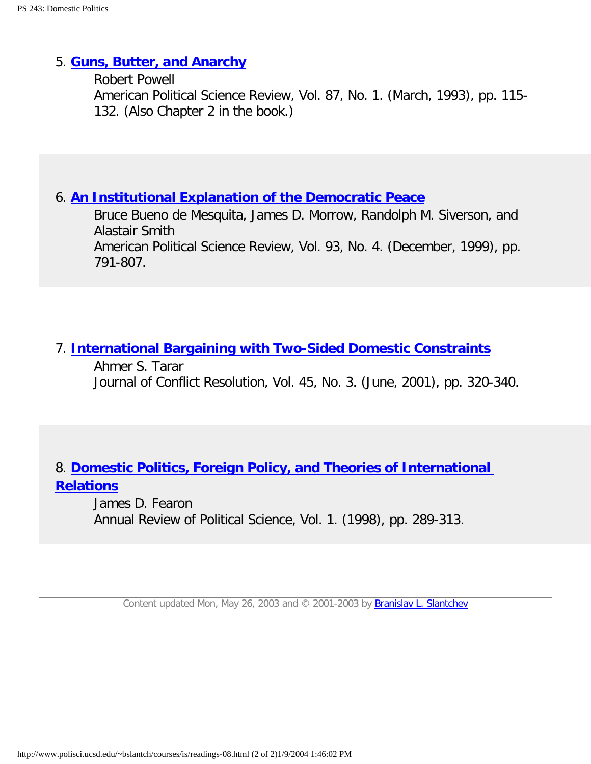5. **Guns, Butter, and Anarchy**
   Robert Powell
   American Political Science Review, Vol. 87, No. 1. (March, 1993), pp. 115-132. (Also Chapter 2 in the book.)

6. **An Institutional Explanation of the Democratic Peace**
   Bruce Bueno de Mesquita, James D. Morrow, Randolph M. Siverson, and Alastair Smith
   American Political Science Review, Vol. 93, No. 4. (December, 1999), pp. 791-807.

7. **International Bargaining with Two-Sided Domestic Constraints**
   Ahmer S. Tarar
   Journal of Conflict Resolution, Vol. 45, No. 3. (June, 2001), pp. 320-340.

8. **Domestic Politics, Foreign Policy, and Theories of International Relations**
   James D. Fearon
   Annual Review of Political Science, Vol. 1. (1998), pp. 289-313.

---

Content updated Mon, May 26, 2003 and © 2001-2003 by Branislav L. Slantchev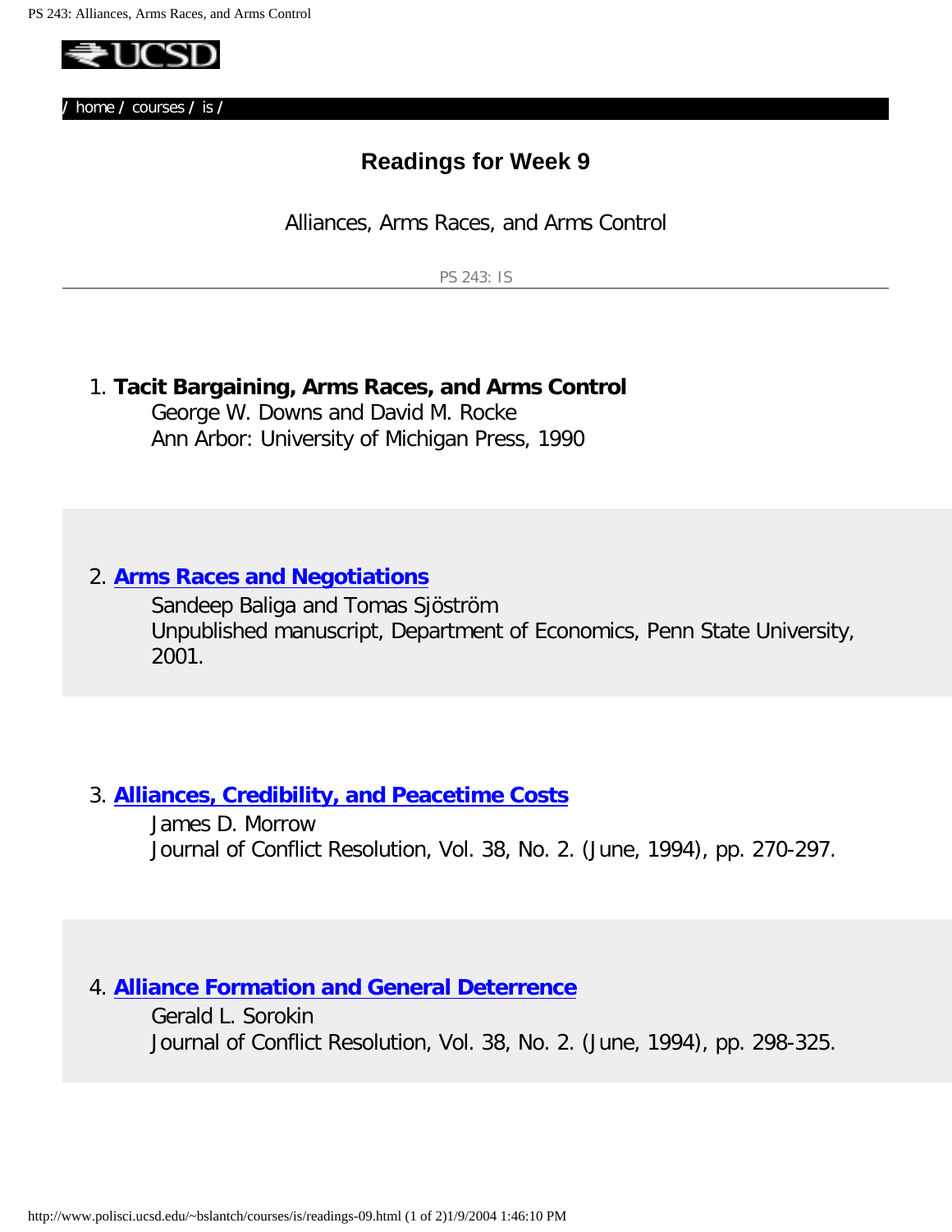/ home / courses / is /

# Readings for Week 9

Alliances, Arms Races, and Arms Control

PS 243: IS

---

1. **Tacit Bargaining, Arms Races, and Arms Control**
   George W. Downs and David M. Rocke
   Ann Arbor: University of Michigan Press, 1990

2. **Arms Races and Negotiations**
   Sandeep Baliga and Tomas Sjöström
   Unpublished manuscript, Department of Economics, Penn State University, 2001.

3. **Alliances, Credibility, and Peacetime Costs**
   James D. Morrow
   Journal of Conflict Resolution, Vol. 38, No. 2. (June, 1994), pp. 270-297.

4. **Alliance Formation and General Deterrence**
   Gerald L. Sorokin
   Journal of Conflict Resolution, Vol. 38, No. 2. (June, 1994), pp. 298-325.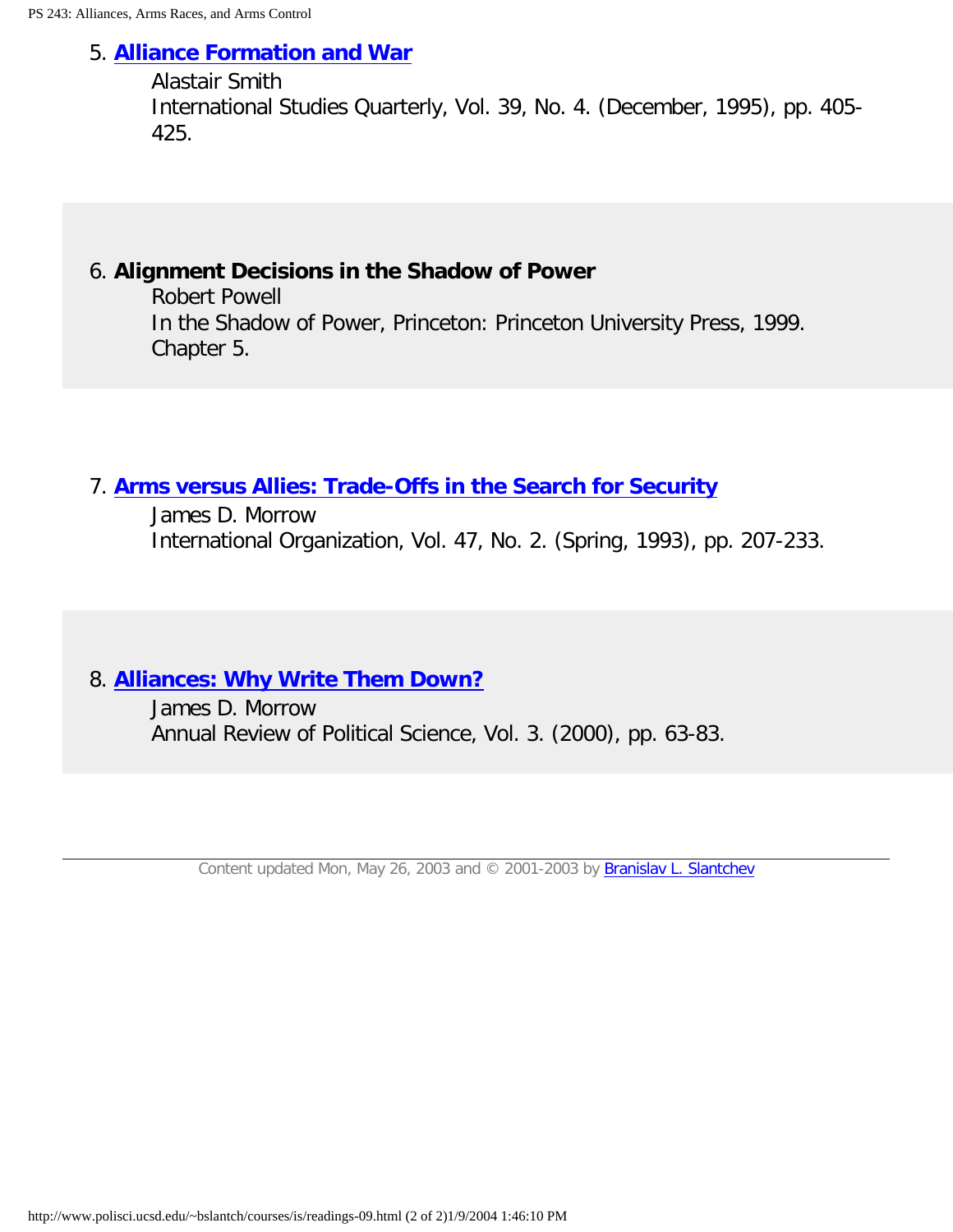5. **Alliance Formation and War**
   Alastair Smith
   International Studies Quarterly, Vol. 39, No. 4. (December, 1995), pp. 405-425.

6. **Alignment Decisions in the Shadow of Power**
   Robert Powell
   In the Shadow of Power, Princeton: Princeton University Press, 1999. Chapter 5.

7. **Arms versus Allies: Trade-Offs in the Search for Security**
   James D. Morrow
   International Organization, Vol. 47, No. 2. (Spring, 1993), pp. 207-233.

8. **Alliances: Why Write Them Down?**
   James D. Morrow
   Annual Review of Political Science, Vol. 3. (2000), pp. 63-83.

---

Content updated Mon, May 26, 2003 and © 2001-2003 by Branislav L. Slantchev